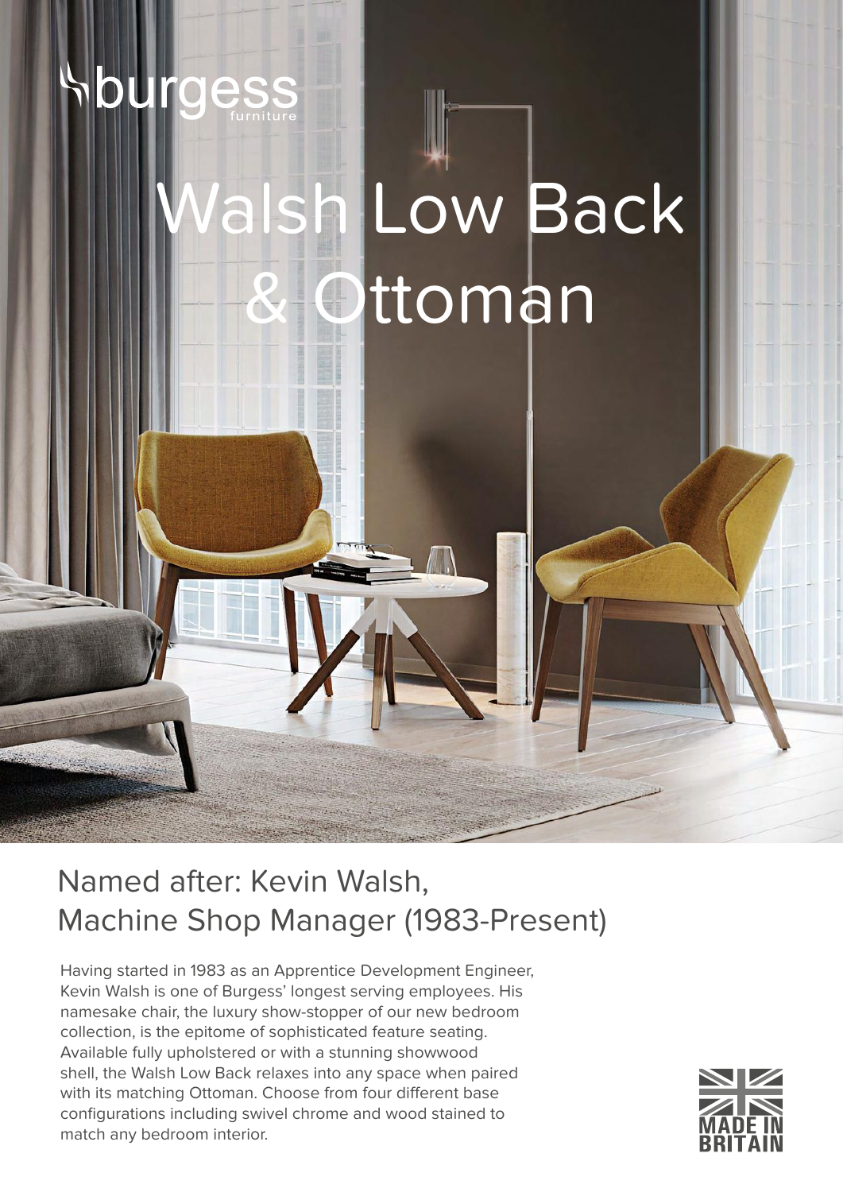burgess furniture

# Walsh Low Back & Ottoman

## Named after: Kevin Walsh, Machine Shop Manager (1983-Present)

Having started in 1983 as an Apprentice Development Engineer, Kevin Walsh is one of Burgess' longest serving employees. His namesake chair, the luxury show-stopper of our new bedroom collection, is the epitome of sophisticated feature seating. Available fully upholstered or with a stunning showwood shell, the Walsh Low Back relaxes into any space when paired with its matching Ottoman. Choose from four different base configurations including swivel chrome and wood stained to match any bedroom interior.

MADE IN BRITAIN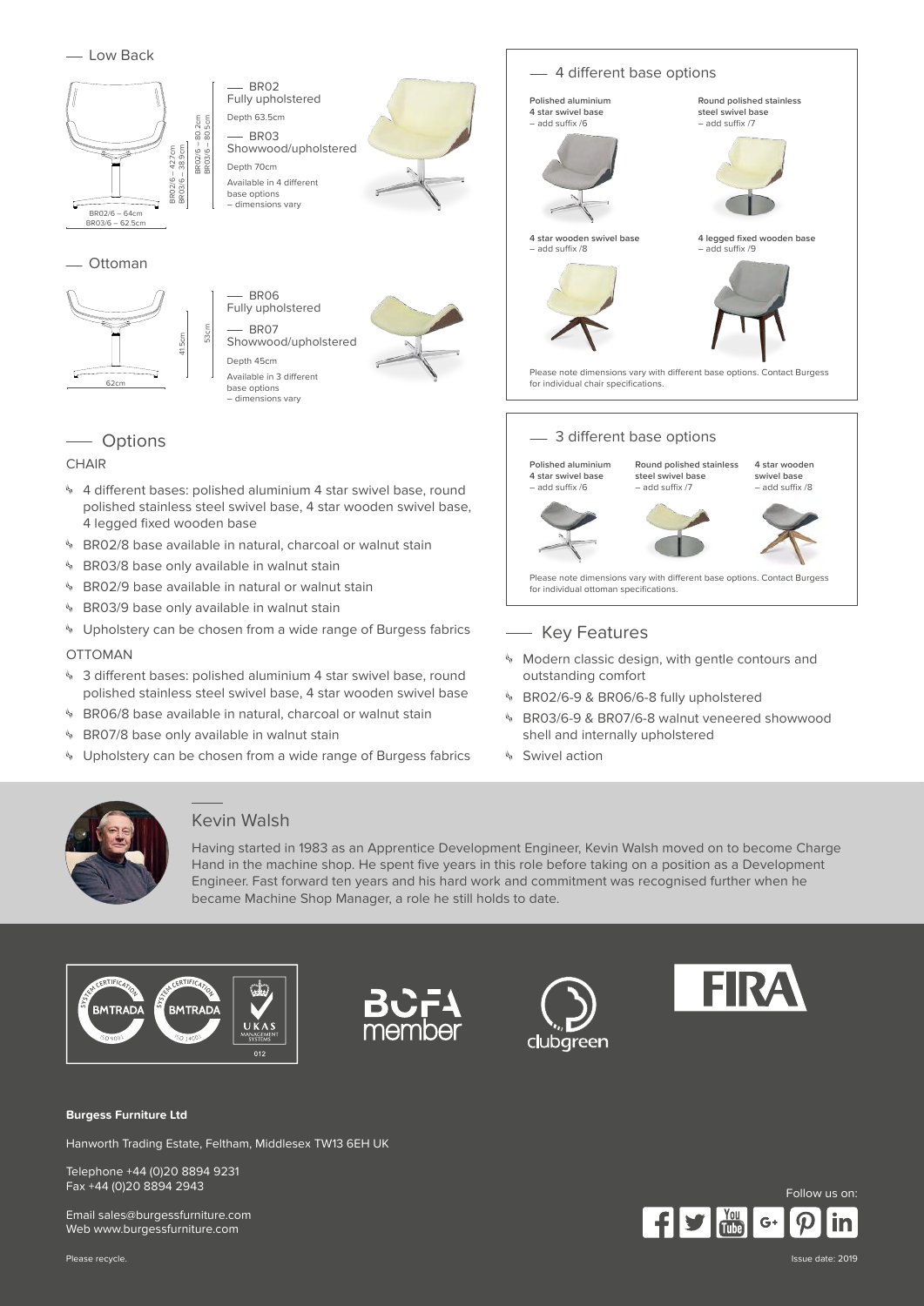## Low Back

BR02/6 – 64cm
BR03/6 – 62.5cm

BR02/6 – 42.7cm
BR03/6 – 38.9cm

BR02/6 – 80.2cm
BR03/6 – 80.5cm

— BR02
Fully upholstered

Depth 63.5cm

— BR03
Showwood/upholstered

Depth 70cm

Available in 4 different base options – dimensions vary

## Ottoman

62cm

41.5cm

53cm

— BR06
Fully upholstered

— BR07
Showwood/upholstered

Depth 45cm

Available in 3 different base options – dimensions vary

## 4 different base options

**Polished aluminium 4 star swivel base** – add suffix /6

**Round polished stainless steel swivel base** – add suffix /7

**4 star wooden swivel base** – add suffix /8

**4 legged fixed wooden base** – add suffix /9

Please note dimensions vary with different base options. Contact Burgess for individual chair specifications.

## 3 different base options

**Polished aluminium 4 star swivel base** – add suffix /6

**Round polished stainless steel swivel base** – add suffix /7

**4 star wooden swivel base** – add suffix /8

Please note dimensions vary with different base options. Contact Burgess for individual ottoman specifications.

## Options

CHAIR

- 4 different bases: polished aluminium 4 star swivel base, round polished stainless steel swivel base, 4 star wooden swivel base, 4 legged fixed wooden base
- BR02/8 base available in natural, charcoal or walnut stain
- BR03/8 base only available in walnut stain
- BR02/9 base available in natural or walnut stain
- BR03/9 base only available in walnut stain
- Upholstery can be chosen from a wide range of Burgess fabrics

OTTOMAN

- 3 different bases: polished aluminium 4 star swivel base, round polished stainless steel swivel base, 4 star wooden swivel base
- BR06/8 base available in natural, charcoal or walnut stain
- BR07/8 base only available in walnut stain
- Upholstery can be chosen from a wide range of Burgess fabrics

## Key Features

- Modern classic design, with gentle contours and outstanding comfort
- BR02/6-9 & BR06/6-8 fully upholstered
- BR03/6-9 & BR07/6-8 walnut veneered showwood shell and internally upholstered
- Swivel action

## Kevin Walsh

Having started in 1983 as an Apprentice Development Engineer, Kevin Walsh moved on to become Charge Hand in the machine shop. He spent five years in this role before taking on a position as a Development Engineer. Fast forward ten years and his hard work and commitment was recognised further when he became Machine Shop Manager, a role he still holds to date.

**Burgess Furniture Ltd**

Hanworth Trading Estate, Feltham, Middlesex TW13 6EH UK

Telephone +44 (0)20 8894 9231
Fax +44 (0)20 8894 2943

Email sales@burgessfurniture.com
Web www.burgessfurniture.com

Follow us on:

Please recycle.

Issue date: 2019